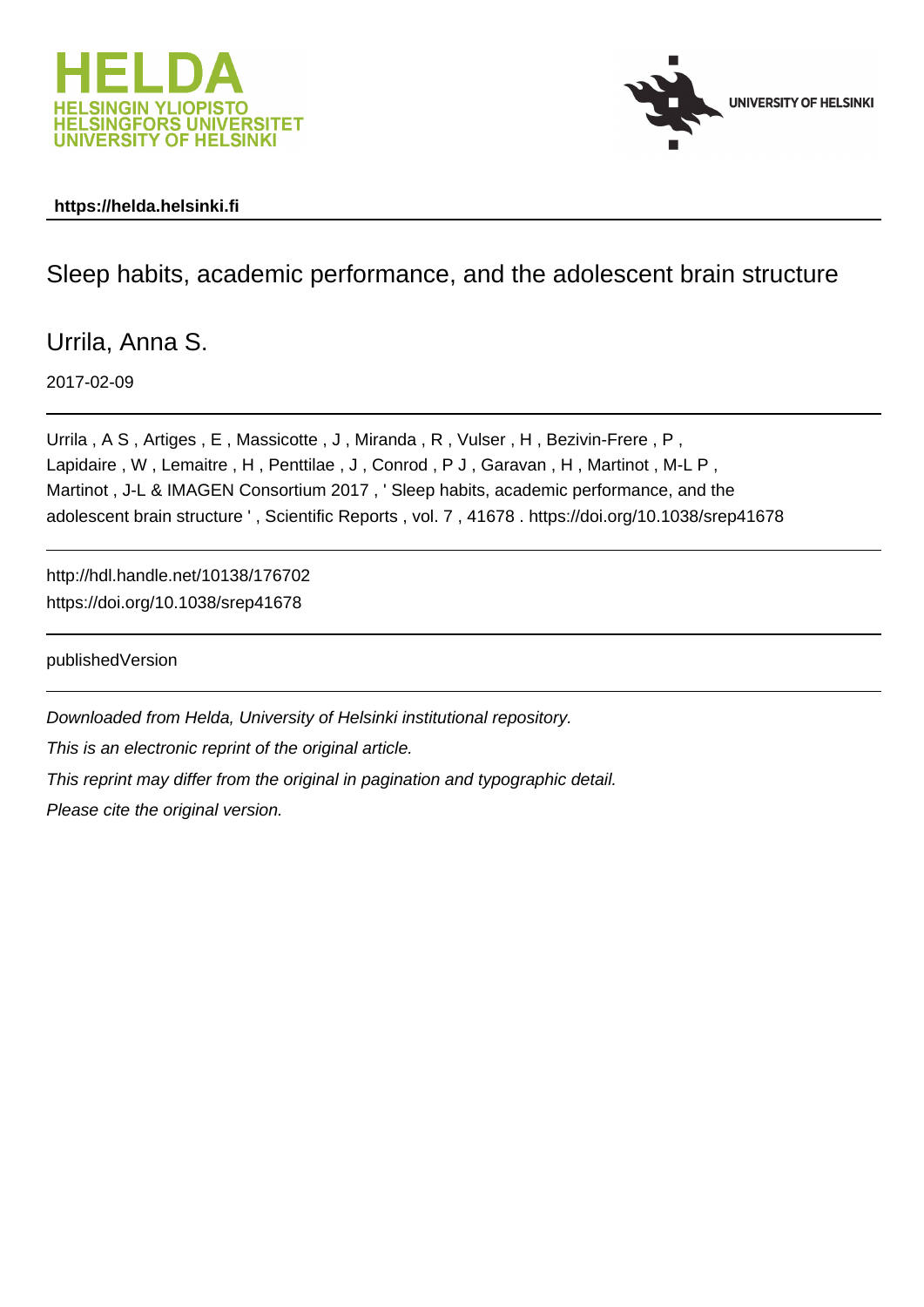https://helda.helsinki.fi

# Sleep habits, academic performance, and the adolescent brain structure

Urrila, Anna S.

2017-02-09

Urrila , A S , Artiges , E , Massicotte , J , Miranda , R , Vulser , H , Bezivin-Frere , P , Lapidaire , W , Lemaitre , H , Penttilae , J , Conrod , P J , Garavan , H , Martinot , M-L P , Martinot , J-L & IMAGEN Consortium 2017 , ' Sleep habits, academic performance, and the adolescent brain structure ' , Scientific Reports , vol. 7 , 41678 . https://doi.org/10.1038/srep41678

http://hdl.handle.net/10138/176702
https://doi.org/10.1038/srep41678

publishedVersion

*Downloaded from Helda, University of Helsinki institutional repository.*

*This is an electronic reprint of the original article.*

*This reprint may differ from the original in pagination and typographic detail.*

*Please cite the original version.*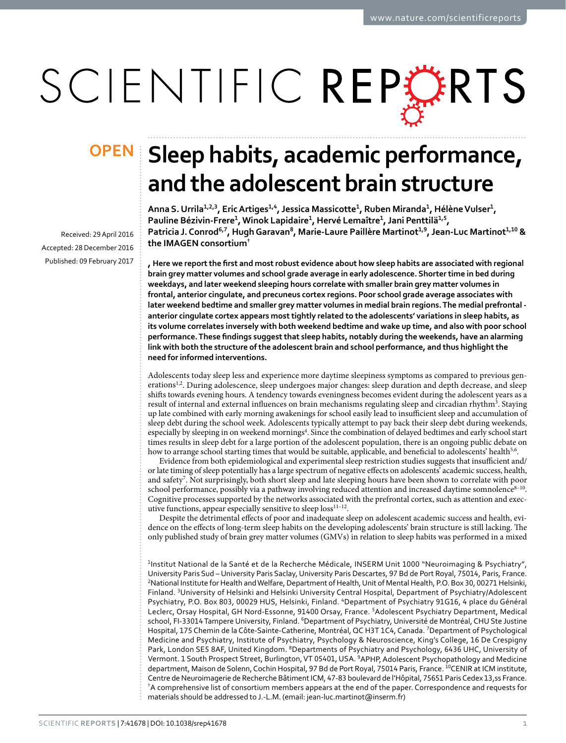# Sleep habits, academic performance, and the adolescent brain structure

**Anna S. Urrila[1,2,3], Eric Artiges[1,4], Jessica Massicotte[1], Ruben Miranda[1], Hélène Vulser[1], Pauline Bézivin-Frere[1], Winok Lapidaire[1], Hervé Lemaître[1], Jani Penttilä[1,5], Patricia J. Conrod[6,7], Hugh Garavan[8], Marie-Laure Paillère Martinot[1,9], Jean-Luc Martinot[1,10] & the IMAGEN consortium†**

Received: 29 April 2016

Accepted: 28 December 2016

Published: 09 February 2017

**, Here we report the first and most robust evidence about how sleep habits are associated with regional brain grey matter volumes and school grade average in early adolescence. Shorter time in bed during weekdays, and later weekend sleeping hours correlate with smaller brain grey matter volumes in frontal, anterior cingulate, and precuneus cortex regions. Poor school grade average associates with later weekend bedtime and smaller grey matter volumes in medial brain regions. The medial prefrontal - anterior cingulate cortex appears most tightly related to the adolescents' variations in sleep habits, as its volume correlates inversely with both weekend bedtime and wake up time, and also with poor school performance. These findings suggest that sleep habits, notably during the weekends, have an alarming link with both the structure of the adolescent brain and school performance, and thus highlight the need for informed interventions.**

Adolescents today sleep less and experience more daytime sleepiness symptoms as compared to previous generations[1,2]. During adolescence, sleep undergoes major changes: sleep duration and depth decrease, and sleep shifts towards evening hours. A tendency towards eveningness becomes evident during the adolescent years as a result of internal and external influences on brain mechanisms regulating sleep and circadian rhythm[3]. Staying up late combined with early morning awakenings for school easily lead to insufficient sleep and accumulation of sleep debt during the school week. Adolescents typically attempt to pay back their sleep debt during weekends, especially by sleeping in on weekend mornings[4]. Since the combination of delayed bedtimes and early school start times results in sleep debt for a large portion of the adolescent population, there is an ongoing public debate on how to arrange school starting times that would be suitable, applicable, and beneficial to adolescents' health[5,6].

Evidence from both epidemiological and experimental sleep restriction studies suggests that insufficient and/or late timing of sleep potentially has a large spectrum of negative effects on adolescents' academic success, health, and safety[7]. Not surprisingly, both short sleep and late sleeping hours have been shown to correlate with poor school performance, possibly via a pathway involving reduced attention and increased daytime somnolence[8–10]. Cognitive processes supported by the networks associated with the prefrontal cortex, such as attention and executive functions, appear especially sensitive to sleep loss[11–12].

Despite the detrimental effects of poor and inadequate sleep on adolescent academic success and health, evidence on the effects of long-term sleep habits on the developing adolescents' brain structure is still lacking. The only published study of brain grey matter volumes (GMVs) in relation to sleep habits was performed in a mixed

[1]Institut National de la Santé et de la Recherche Médicale, INSERM Unit 1000 "Neuroimaging & Psychiatry", University Paris Sud – University Paris Saclay, University Paris Descartes, 97 Bd de Port Royal, 75014, Paris, France. [2]National Institute for Health and Welfare, Department of Health, Unit of Mental Health, P.O. Box 30, 00271 Helsinki, Finland. [3]University of Helsinki and Helsinki University Central Hospital, Department of Psychiatry/Adolescent Psychiatry, P.O. Box 803, 00029 HUS, Helsinki, Finland. [4]Department of Psychiatry 91G16, 4 place du Général Leclerc, Orsay Hospital, GH Nord-Essonne, 91400 Orsay, France. [5]Adolescent Psychiatry Department, Medical school, FI-33014 Tampere University, Finland. [6]Department of Psychiatry, Université de Montréal, CHU Ste Justine Hospital, 175 Chemin de la Côte-Sainte-Catherine, Montréal, QC H3T 1C4, Canada. [7]Department of Psychological Medicine and Psychiatry, Institute of Psychiatry, Psychology & Neuroscience, King's College, 16 De Crespigny Park, London SE5 8AF, United Kingdom. [8]Departments of Psychiatry and Psychology, 6436 UHC, University of Vermont. 1 South Prospect Street, Burlington, VT 05401, USA. [9]APHP, Adolescent Psychopathology and Medicine department, Maison de Solenn, Cochin Hospital, 97 Bd de Port Royal, 75014 Paris, France. [10]CENIR at ICM institute, Centre de Neuroimagerie de Recherche Bâtiment ICM, 47-83 boulevard de l'Hôpital, 75651 Paris Cedex 13,ss France. †A comprehensive list of consortium members appears at the end of the paper. Correspondence and requests for materials should be addressed to J.-L.M. (email: jean-luc.martinot@inserm.fr)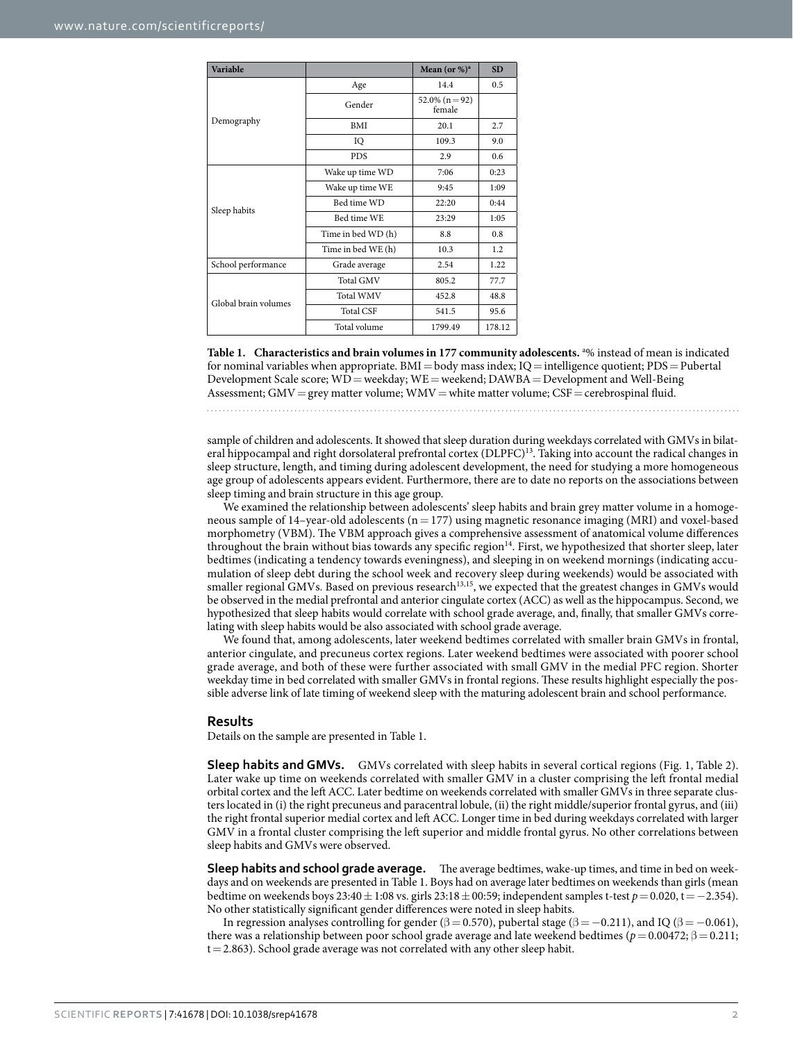| Variable | | Mean (or %)[a] | SD |
|---|---|---|---|
| Demography | Age | 14.4 | 0.5 |
| | Gender | 52.0% (n = 92) female | |
| | BMI | 20.1 | 2.7 |
| | IQ | 109.3 | 9.0 |
| | PDS | 2.9 | 0.6 |
| Sleep habits | Wake up time WD | 7:06 | 0:23 |
| | Wake up time WE | 9:45 | 1:09 |
| | Bed time WD | 22:20 | 0:44 |
| | Bed time WE | 23:29 | 1:05 |
| | Time in bed WD (h) | 8.8 | 0.8 |
| | Time in bed WE (h) | 10.3 | 1.2 |
| School performance | Grade average | 2.54 | 1.22 |
| Global brain volumes | Total GMV | 805.2 | 77.7 |
| | Total WMV | 452.8 | 48.8 |
| | Total CSF | 541.5 | 95.6 |
| | Total volume | 1799.49 | 178.12 |

**Table 1. Characteristics and brain volumes in 177 community adolescents.** [a]% instead of mean is indicated for nominal variables when appropriate. BMI = body mass index; IQ = intelligence quotient; PDS = Pubertal Development Scale score; WD = weekday; WE = weekend; DAWBA = Development and Well-Being Assessment; GMV = grey matter volume; WMV = white matter volume; CSF = cerebrospinal fluid.

sample of children and adolescents. It showed that sleep duration during weekdays correlated with GMVs in bilateral hippocampal and right dorsolateral prefrontal cortex (DLPFC)[13]. Taking into account the radical changes in sleep structure, length, and timing during adolescent development, the need for studying a more homogeneous age group of adolescents appears evident. Furthermore, there are to date no reports on the associations between sleep timing and brain structure in this age group.

We examined the relationship between adolescents' sleep habits and brain grey matter volume in a homogeneous sample of 14–year-old adolescents (n = 177) using magnetic resonance imaging (MRI) and voxel-based morphometry (VBM). The VBM approach gives a comprehensive assessment of anatomical volume differences throughout the brain without bias towards any specific region[14]. First, we hypothesized that shorter sleep, later bedtimes (indicating a tendency towards eveningness), and sleeping in on weekend mornings (indicating accumulation of sleep debt during the school week and recovery sleep during weekends) would be associated with smaller regional GMVs. Based on previous research[13,15], we expected that the greatest changes in GMVs would be observed in the medial prefrontal and anterior cingulate cortex (ACC) as well as the hippocampus. Second, we hypothesized that sleep habits would correlate with school grade average, and, finally, that smaller GMVs correlating with sleep habits would be also associated with school grade average.

We found that, among adolescents, later weekend bedtimes correlated with smaller brain GMVs in frontal, anterior cingulate, and precuneus cortex regions. Later weekend bedtimes were associated with poorer school grade average, and both of these were further associated with small GMV in the medial PFC region. Shorter weekday time in bed correlated with smaller GMVs in frontal regions. These results highlight especially the possible adverse link of late timing of weekend sleep with the maturing adolescent brain and school performance.

## Results

Details on the sample are presented in Table 1.

**Sleep habits and GMVs.** GMVs correlated with sleep habits in several cortical regions (Fig. 1, Table 2). Later wake up time on weekends correlated with smaller GMV in a cluster comprising the left frontal medial orbital cortex and the left ACC. Later bedtime on weekends correlated with smaller GMVs in three separate clusters located in (i) the right precuneus and paracentral lobule, (ii) the right middle/superior frontal gyrus, and (iii) the right frontal superior medial cortex and left ACC. Longer time in bed during weekdays correlated with larger GMV in a frontal cluster comprising the left superior and middle frontal gyrus. No other correlations between sleep habits and GMVs were observed.

**Sleep habits and school grade average.** The average bedtimes, wake-up times, and time in bed on weekdays and on weekends are presented in Table 1. Boys had on average later bedtimes on weekends than girls (mean bedtime on weekends boys 23:40 ± 1:08 vs. girls 23:18 ± 00:59; independent samples t-test $p = 0.020$, $t = -2.354$). No other statistically significant gender differences were noted in sleep habits.

In regression analyses controlling for gender ($\beta = 0.570$), pubertal stage ($\beta = -0.211$), and IQ ($\beta = -0.061$), there was a relationship between poor school grade average and late weekend bedtimes ($p = 0.00472$; $\beta = 0.211$; $t = 2.863$). School grade average was not correlated with any other sleep habit.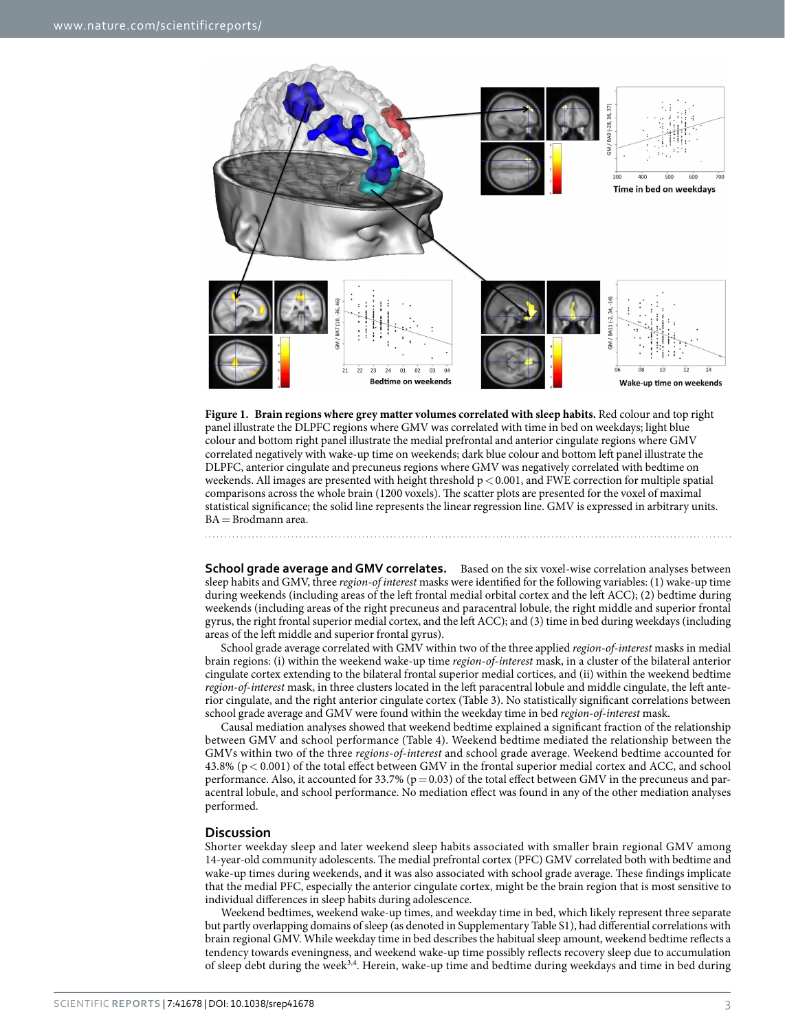**Figure 1. Brain regions where grey matter volumes correlated with sleep habits.** Red colour and top right panel illustrate the DLPFC regions where GMV was correlated with time in bed on weekdays; light blue colour and bottom right panel illustrate the medial prefrontal and anterior cingulate regions where GMV correlated negatively with wake-up time on weekends; dark blue colour and bottom left panel illustrate the DLPFC, anterior cingulate and precuneus regions where GMV was negatively correlated with bedtime on weekends. All images are presented with height threshold $p < 0.001$, and FWE correction for multiple spatial comparisons across the whole brain (1200 voxels). The scatter plots are presented for the voxel of maximal statistical significance; the solid line represents the linear regression line. GMV is expressed in arbitrary units. BA = Brodmann area.

**School grade average and GMV correlates.** Based on the six voxel-wise correlation analyses between sleep habits and GMV, three *region-of interest* masks were identified for the following variables: (1) wake-up time during weekends (including areas of the left frontal medial orbital cortex and the left ACC); (2) bedtime during weekends (including areas of the right precuneus and paracentral lobule, the right middle and superior frontal gyrus, the right frontal superior medial cortex, and the left ACC); and (3) time in bed during weekdays (including areas of the left middle and superior frontal gyrus).

School grade average correlated with GMV within two of the three applied *region-of-interest* masks in medial brain regions: (i) within the weekend wake-up time *region-of-interest* mask, in a cluster of the bilateral anterior cingulate cortex extending to the bilateral frontal superior medial cortices, and (ii) within the weekend bedtime *region-of-interest* mask, in three clusters located in the left paracentral lobule and middle cingulate, the left anterior cingulate, and the right anterior cingulate cortex (Table 3). No statistically significant correlations between school grade average and GMV were found within the weekday time in bed *region-of-interest* mask.

Causal mediation analyses showed that weekend bedtime explained a significant fraction of the relationship between GMV and school performance (Table 4). Weekend bedtime mediated the relationship between the GMVs within two of the three *regions-of-interest* and school grade average. Weekend bedtime accounted for 43.8% ($p < 0.001$) of the total effect between GMV in the frontal superior medial cortex and ACC, and school performance. Also, it accounted for 33.7% ($p = 0.03$) of the total effect between GMV in the precuneus and paracentral lobule, and school performance. No mediation effect was found in any of the other mediation analyses performed.

## Discussion

Shorter weekday sleep and later weekend sleep habits associated with smaller brain regional GMV among 14-year-old community adolescents. The medial prefrontal cortex (PFC) GMV correlated both with bedtime and wake-up times during weekends, and it was also associated with school grade average. These findings implicate that the medial PFC, especially the anterior cingulate cortex, might be the brain region that is most sensitive to individual differences in sleep habits during adolescence.

Weekend bedtimes, weekend wake-up times, and weekday time in bed, which likely represent three separate but partly overlapping domains of sleep (as denoted in Supplementary Table S1), had differential correlations with brain regional GMV. While weekday time in bed describes the habitual sleep amount, weekend bedtime reflects a tendency towards eveningness, and weekend wake-up time possibly reflects recovery sleep due to accumulation of sleep debt during the week[3,4]. Herein, wake-up time and bedtime during weekdays and time in bed during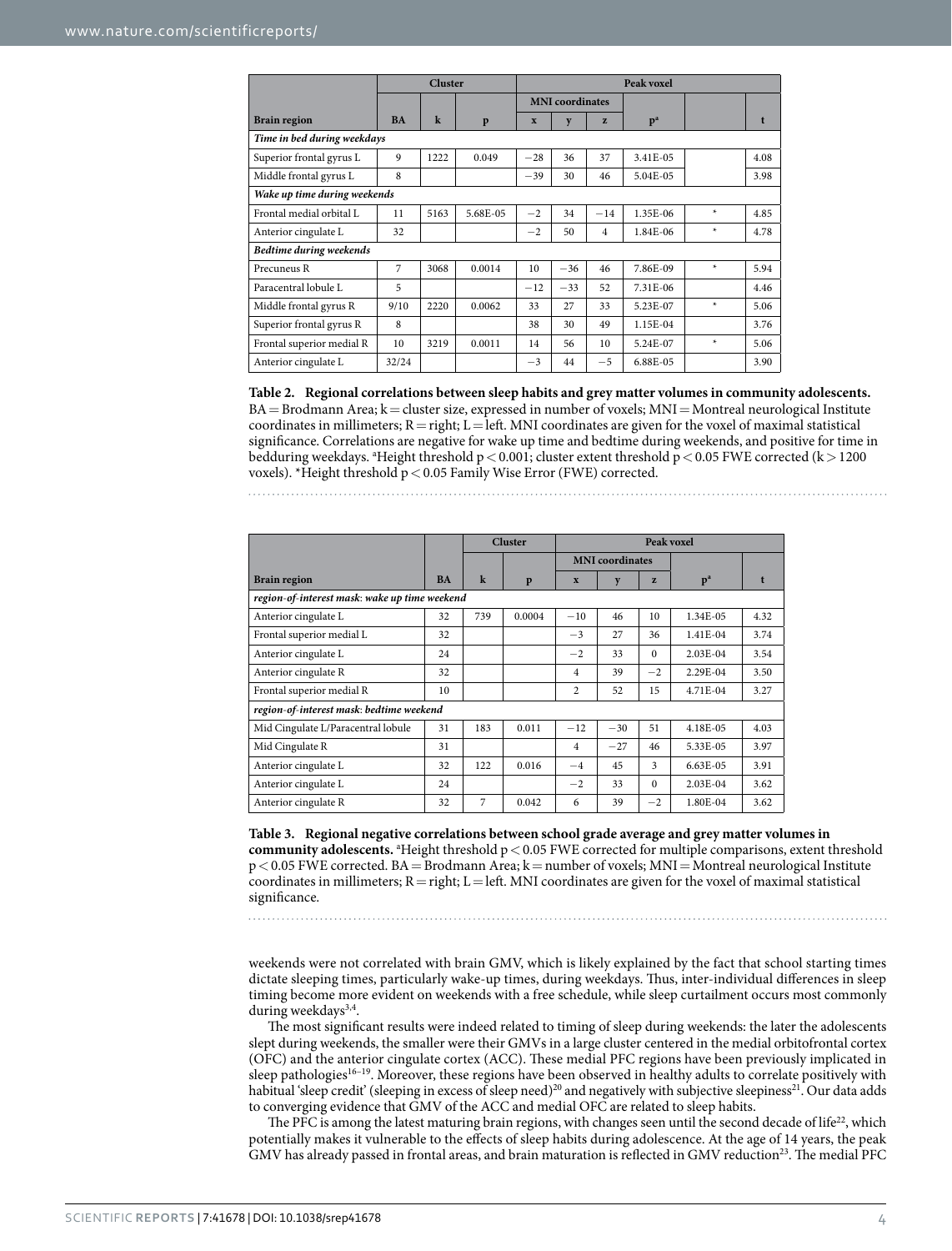| Brain region | Cluster | | | Peak voxel | | | | | |
|---|---|---|---|---|---|---|---|---|---|
| | | | | MNI coordinates | | | | | |
| | BA | k | p | x | y | z | p[a] | | t |
| ***Time in bed during weekdays*** | | | | | | | | | |
| Superior frontal gyrus L | 9 | 1222 | 0.049 | −28 | 36 | 37 | 3.41E-05 | | 4.08 |
| Middle frontal gyrus L | 8 | | | −39 | 30 | 46 | 5.04E-05 | | 3.98 |
| ***Wake up time during weekends*** | | | | | | | | | |
| Frontal medial orbital L | 11 | 5163 | 5.68E-05 | −2 | 34 | −14 | 1.35E-06 | * | 4.85 |
| Anterior cingulate L | 32 | | | −2 | 50 | 4 | 1.84E-06 | * | 4.78 |
| ***Bedtime during weekends*** | | | | | | | | | |
| Precuneus R | 7 | 3068 | 0.0014 | 10 | −36 | 46 | 7.86E-09 | * | 5.94 |
| Paracentral lobule L | 5 | | | −12 | −33 | 52 | 7.31E-06 | | 4.46 |
| Middle frontal gyrus R | 9/10 | 2220 | 0.0062 | 33 | 27 | 33 | 5.23E-07 | * | 5.06 |
| Superior frontal gyrus R | 8 | | | 38 | 30 | 49 | 1.15E-04 | | 3.76 |
| Frontal superior medial R | 10 | 3219 | 0.0011 | 14 | 56 | 10 | 5.24E-07 | * | 5.06 |
| Anterior cingulate L | 32/24 | | | −3 | 44 | −5 | 6.88E-05 | | 3.90 |

**Table 2. Regional correlations between sleep habits and grey matter volumes in community adolescents.** BA = Brodmann Area; k = cluster size, expressed in number of voxels; MNI = Montreal neurological Institute coordinates in millimeters; R = right; L = left. MNI coordinates are given for the voxel of maximal statistical significance. Correlations are negative for wake up time and bedtime during weekends, and positive for time in bedduring weekdays. [a]Height threshold $p < 0.001$; cluster extent threshold $p < 0.05$ FWE corrected ($k > 1200$ voxels). *Height threshold $p < 0.05$ Family Wise Error (FWE) corrected.

| Brain region | BA | Cluster | | Peak voxel | | | | |
|---|---|---|---|---|---|---|---|---|
| | | | | MNI coordinates | | | | |
| | | k | p | x | y | z | p[a] | t |
| ***region-of-interest mask*: *wake up time weekend*** | | | | | | | | |
| Anterior cingulate L | 32 | 739 | 0.0004 | −10 | 46 | 10 | 1.34E-05 | 4.32 |
| Frontal superior medial L | 32 | | | −3 | 27 | 36 | 1.41E-04 | 3.74 |
| Anterior cingulate L | 24 | | | −2 | 33 | 0 | 2.03E-04 | 3.54 |
| Anterior cingulate R | 32 | | | 4 | 39 | −2 | 2.29E-04 | 3.50 |
| Frontal superior medial R | 10 | | | 2 | 52 | 15 | 4.71E-04 | 3.27 |
| ***region-of-interest mask*: *bedtime weekend*** | | | | | | | | |
| Mid Cingulate L/Paracentral lobule | 31 | 183 | 0.011 | −12 | −30 | 51 | 4.18E-05 | 4.03 |
| Mid Cingulate R | 31 | | | 4 | −27 | 46 | 5.33E-05 | 3.97 |
| Anterior cingulate L | 32 | 122 | 0.016 | −4 | 45 | 3 | 6.63E-05 | 3.91 |
| Anterior cingulate L | 24 | | | −2 | 33 | 0 | 2.03E-04 | 3.62 |
| Anterior cingulate R | 32 | 7 | 0.042 | 6 | 39 | −2 | 1.80E-04 | 3.62 |

**Table 3. Regional negative correlations between school grade average and grey matter volumes in community adolescents.** [a]Height threshold $p < 0.05$ FWE corrected for multiple comparisons, extent threshold $p < 0.05$ FWE corrected. BA = Brodmann Area; k = number of voxels; MNI = Montreal neurological Institute coordinates in millimeters; R = right; L = left. MNI coordinates are given for the voxel of maximal statistical significance.

weekends were not correlated with brain GMV, which is likely explained by the fact that school starting times dictate sleeping times, particularly wake-up times, during weekdays. Thus, inter-individual differences in sleep timing become more evident on weekends with a free schedule, while sleep curtailment occurs most commonly during weekdays[3,4].

The most significant results were indeed related to timing of sleep during weekends: the later the adolescents slept during weekends, the smaller were their GMVs in a large cluster centered in the medial orbitofrontal cortex (OFC) and the anterior cingulate cortex (ACC). These medial PFC regions have been previously implicated in sleep pathologies[16–19]. Moreover, these regions have been observed in healthy adults to correlate positively with habitual 'sleep credit' (sleeping in excess of sleep need)[20] and negatively with subjective sleepiness[21]. Our data adds to converging evidence that GMV of the ACC and medial OFC are related to sleep habits.

The PFC is among the latest maturing brain regions, with changes seen until the second decade of life[22], which potentially makes it vulnerable to the effects of sleep habits during adolescence. At the age of 14 years, the peak GMV has already passed in frontal areas, and brain maturation is reflected in GMV reduction[23]. The medial PFC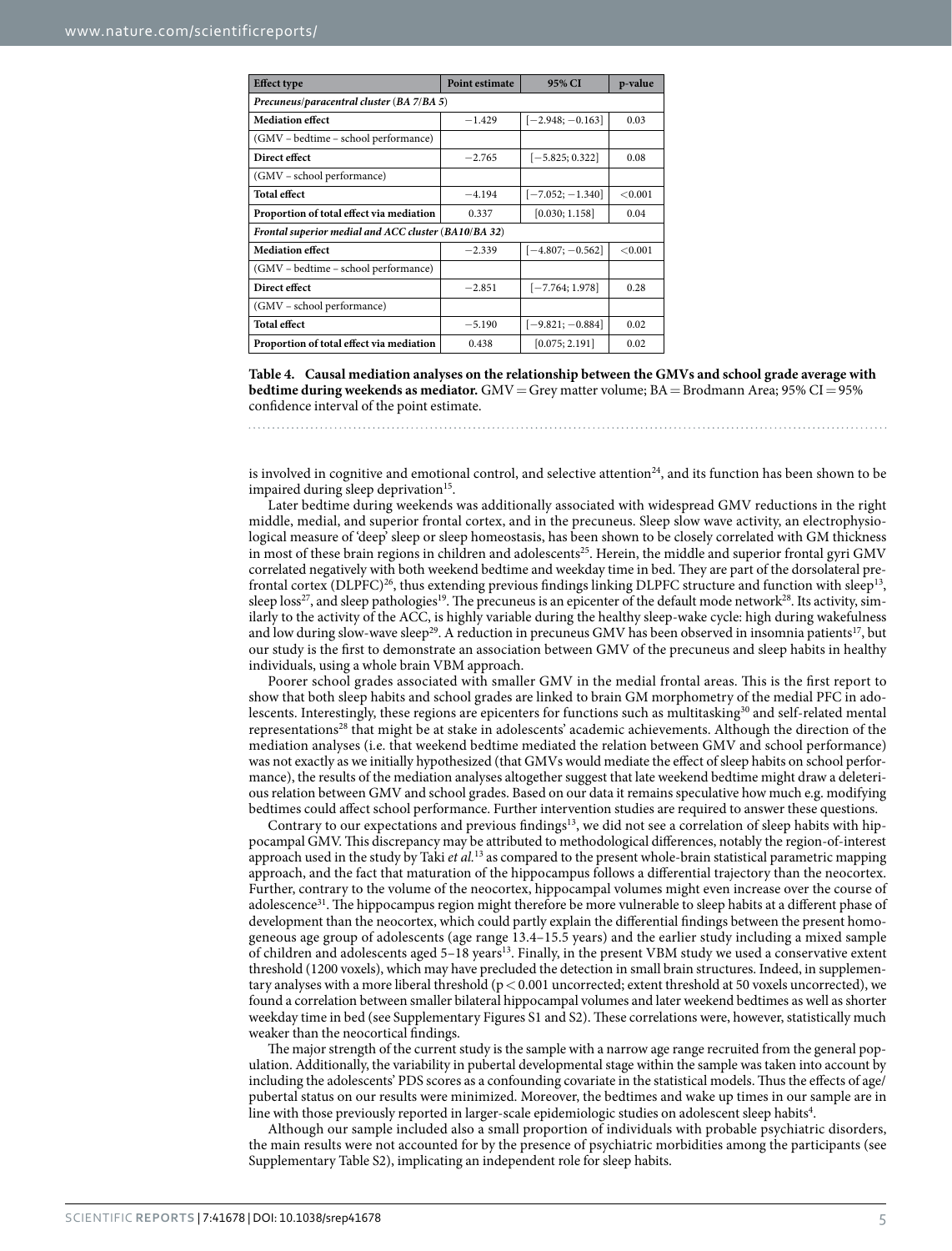| Effect type | Point estimate | 95% CI | p-value |
|---|---|---|---|
| ***Precuneus/paracentral cluster (BA 7/BA 5)*** | | | |
| **Mediation effect** | −1.429 | [−2.948; −0.163] | 0.03 |
| (GMV – bedtime – school performance) | | | |
| **Direct effect** | −2.765 | [−5.825; 0.322] | 0.08 |
| (GMV – school performance) | | | |
| **Total effect** | −4.194 | [−7.052; −1.340] | <0.001 |
| **Proportion of total effect via mediation** | 0.337 | [0.030; 1.158] | 0.04 |
| ***Frontal superior medial and ACC cluster (BA10/BA 32)*** | | | |
| **Mediation effect** | −2.339 | [−4.807; −0.562] | <0.001 |
| (GMV – bedtime – school performance) | | | |
| **Direct effect** | −2.851 | [−7.764; 1.978] | 0.28 |
| (GMV – school performance) | | | |
| **Total effect** | −5.190 | [−9.821; −0.884] | 0.02 |
| **Proportion of total effect via mediation** | 0.438 | [0.075; 2.191] | 0.02 |

**Table 4. Causal mediation analyses on the relationship between the GMVs and school grade average with bedtime during weekends as mediator.** GMV = Grey matter volume; BA = Brodmann Area; 95% CI = 95% confidence interval of the point estimate.

is involved in cognitive and emotional control, and selective attention[24], and its function has been shown to be impaired during sleep deprivation[15].

Later bedtime during weekends was additionally associated with widespread GMV reductions in the right middle, medial, and superior frontal cortex, and in the precuneus. Sleep slow wave activity, an electrophysiological measure of 'deep' sleep or sleep homeostasis, has been shown to be closely correlated with GM thickness in most of these brain regions in children and adolescents[25]. Herein, the middle and superior frontal gyri GMV correlated negatively with both weekend bedtime and weekday time in bed. They are part of the dorsolateral prefrontal cortex (DLPFC)[26], thus extending previous findings linking DLPFC structure and function with sleep[13], sleep loss[27], and sleep pathologies[19]. The precuneus is an epicenter of the default mode network[28]. Its activity, similarly to the activity of the ACC, is highly variable during the healthy sleep-wake cycle: high during wakefulness and low during slow-wave sleep[29]. A reduction in precuneus GMV has been observed in insomnia patients[17], but our study is the first to demonstrate an association between GMV of the precuneus and sleep habits in healthy individuals, using a whole brain VBM approach.

Poorer school grades associated with smaller GMV in the medial frontal areas. This is the first report to show that both sleep habits and school grades are linked to brain GM morphometry of the medial PFC in adolescents. Interestingly, these regions are epicenters for functions such as multitasking[30] and self-related mental representations[28] that might be at stake in adolescents' academic achievements. Although the direction of the mediation analyses (i.e. that weekend bedtime mediated the relation between GMV and school performance) was not exactly as we initially hypothesized (that GMVs would mediate the effect of sleep habits on school performance), the results of the mediation analyses altogether rather suggest that late weekend bedtime might draw a deleterious relation between GMV and school grades. Based on our data it remains speculative how much e.g. modifying bedtimes could affect school performance. Further intervention studies are required to answer these questions.

Contrary to our expectations and previous findings[13], we did not see a correlation of sleep habits with hippocampal GMV. This discrepancy may be attributed to methodological differences, notably the region-of-interest approach used in the study by Taki *et al.*[13] as compared to the present whole-brain statistical parametric mapping approach, and the fact that maturation of the hippocampus follows a differential trajectory than the neocortex. Further, contrary to the volume of the neocortex, hippocampal volumes might even increase over the course of adolescence[31]. The hippocampus region might therefore be more vulnerable to sleep habits at a different phase of development than the neocortex, which could partly explain the differential findings between the present homogeneous age group of adolescents (age range 13.4–15.5 years) and the earlier study including a mixed sample of children and adolescents aged 5–18 years[13]. Finally, in the present VBM study we used a conservative extent threshold (1200 voxels), which may have precluded the detection in small brain structures. Indeed, in supplementary analyses with a more liberal threshold ($p < 0.001$ uncorrected; extent threshold at 50 voxels uncorrected), we found a correlation between smaller bilateral hippocampal volumes and later weekend bedtimes as well as shorter weekday time in bed (see Supplementary Figures S1 and S2). These correlations were, however, statistically much weaker than the neocortical findings.

The major strength of the current study is the sample with a narrow age range recruited from the general population. Additionally, the variability in pubertal developmental stage within the sample was taken into account by including the adolescents' PDS scores as a confounding covariate in the statistical models. Thus the effects of age/pubertal status on our results were minimized. Moreover, the bedtimes and wake up times in our sample are in line with those previously reported in larger-scale epidemiologic studies on adolescent sleep habits[4].

Although our sample included also a small proportion of individuals with probable psychiatric disorders, the main results were not accounted for by the presence of psychiatric morbidities among the participants (see Supplementary Table S2), implicating an independent role for sleep habits.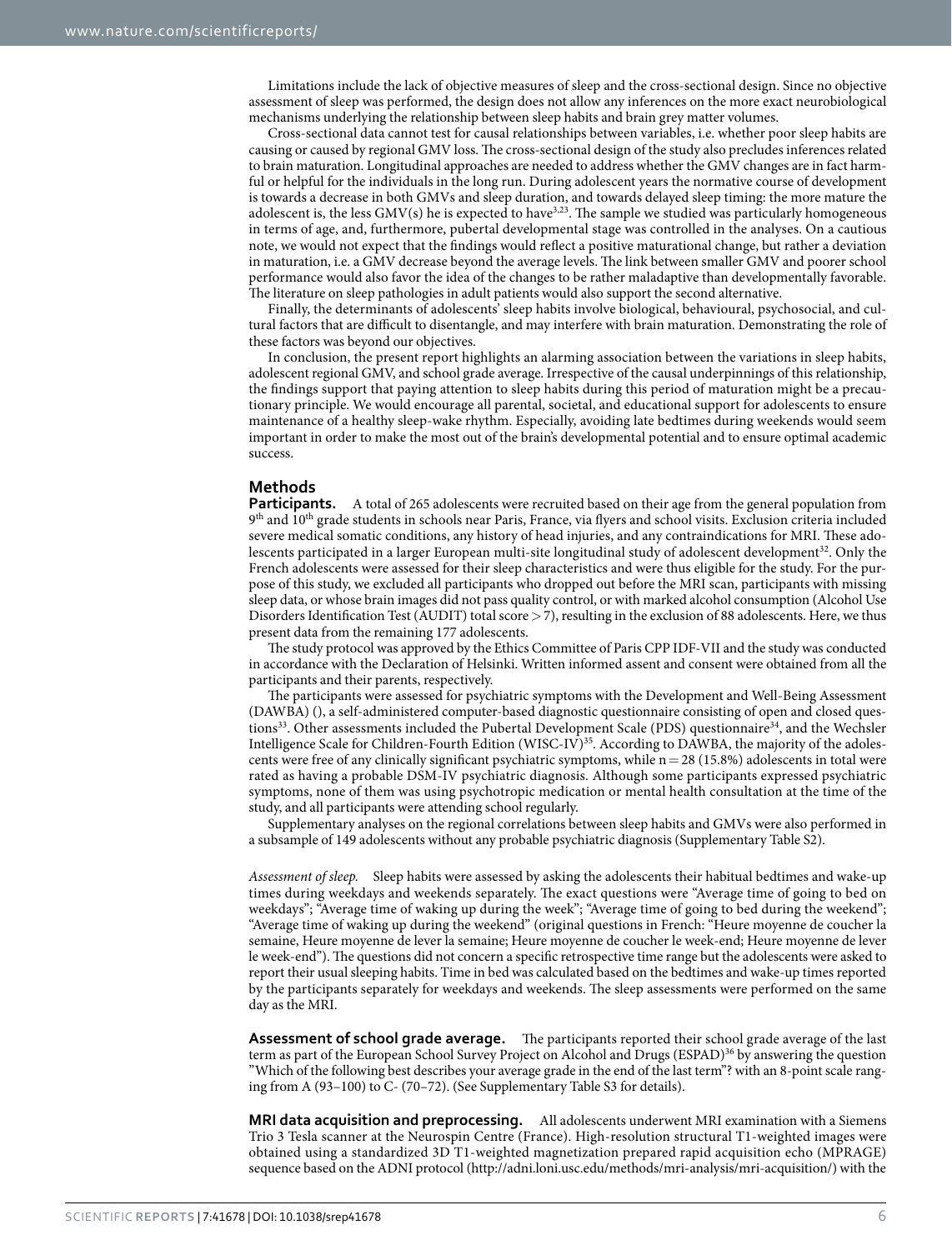Limitations include the lack of objective measures of sleep and the cross-sectional design. Since no objective assessment of sleep was performed, the design does not allow any inferences on the more exact neurobiological mechanisms underlying the relationship between sleep habits and brain grey matter volumes.

Cross-sectional data cannot test for causal relationships between variables, i.e. whether poor sleep habits are causing or caused by regional GMV loss. The cross-sectional design of the study also precludes inferences related to brain maturation. Longitudinal approaches are needed to address whether the GMV changes are in fact harmful or helpful for the individuals in the long run. During adolescent years the normative course of development is towards a decrease in both GMVs and sleep duration, and towards delayed sleep timing: the more mature the adolescent is, the less GMV(s) he is expected to have[3,23]. The sample we studied was particularly homogeneous in terms of age, and, furthermore, pubertal developmental stage was controlled in the analyses. On a cautious note, we would not expect that the findings would reflect a positive maturational change, but rather a deviation in maturation, i.e. a GMV decrease beyond the average levels. The link between smaller GMV and poorer school performance would also favor the idea of the changes to be rather maladaptive than developmentally favorable. The literature on sleep pathologies in adult patients would also support the second alternative.

Finally, the determinants of adolescents' sleep habits involve biological, behavioural, psychosocial, and cultural factors that are difficult to disentangle, and may interfere with brain maturation. Demonstrating the role of these factors was beyond our objectives.

In conclusion, the present report highlights an alarming association between the variations in sleep habits, adolescent regional GMV, and school grade average. Irrespective of the causal underpinnings of this relationship, the findings support that paying attention to sleep habits during this period of maturation might be a precautionary principle. We would encourage all parental, societal, and educational support for adolescents to ensure maintenance of a healthy sleep-wake rhythm. Especially, avoiding late bedtimes during weekends would seem important in order to make the most out of the brain's developmental potential and to ensure optimal academic success.

## Methods

**Participants.** A total of 265 adolescents were recruited based on their age from the general population from 9th and 10th grade students in schools near Paris, France, via flyers and school visits. Exclusion criteria included severe medical somatic conditions, any history of head injuries, and any contraindications for MRI. These adolescents participated in a larger European multi-site longitudinal study of adolescent development[32]. Only the French adolescents were assessed for their sleep characteristics and were thus eligible for the study. For the purpose of this study, we excluded all participants who dropped out before the MRI scan, participants with missing sleep data, or whose brain images did not pass quality control, or with marked alcohol consumption (Alcohol Use Disorders Identification Test (AUDIT) total score > 7), resulting in the exclusion of 88 adolescents. Here, we thus present data from the remaining 177 adolescents.

The study protocol was approved by the Ethics Committee of Paris CPP IDF-VII and the study was conducted in accordance with the Declaration of Helsinki. Written informed assent and consent were obtained from all the participants and their parents, respectively.

The participants were assessed for psychiatric symptoms with the Development and Well-Being Assessment (DAWBA) (), a self-administered computer-based diagnostic questionnaire consisting of open and closed questions[33]. Other assessments included the Pubertal Development Scale (PDS) questionnaire[34], and the Wechsler Intelligence Scale for Children-Fourth Edition (WISC-IV)[35]. According to DAWBA, the majority of the adolescents were free of any clinically significant psychiatric symptoms, while n = 28 (15.8%) adolescents in total were rated as having a probable DSM-IV psychiatric diagnosis. Although some participants expressed psychiatric symptoms, none of them was using psychotropic medication or mental health consultation at the time of the study, and all participants were attending school regularly.

Supplementary analyses on the regional correlations between sleep habits and GMVs were also performed in a subsample of 149 adolescents without any probable psychiatric diagnosis (Supplementary Table S2).

*Assessment of sleep.* Sleep habits were assessed by asking the adolescents their habitual bedtimes and wake-up times during weekdays and weekends separately. The exact questions were "Average time of going to bed on weekdays"; "Average time of waking up during the week"; "Average time of going to bed during the weekend"; "Average time of waking up during the weekend" (original questions in French: "Heure moyenne de coucher la semaine, Heure moyenne de lever la semaine; Heure moyenne de coucher le week-end; Heure moyenne de lever le week-end"). The questions did not concern a specific retrospective time range but the adolescents were asked to report their usual sleeping habits. Time in bed was calculated based on the bedtimes and wake-up times reported by the participants separately for weekdays and weekends. The sleep assessments were performed on the same day as the MRI.

**Assessment of school grade average.** The participants reported their school grade average of the last term as part of the European School Survey Project on Alcohol and Drugs (ESPAD)[36] by answering the question "Which of the following best describes your average grade in the end of the last term"? with an 8-point scale ranging from A (93–100) to C- (70–72). (See Supplementary Table S3 for details).

**MRI data acquisition and preprocessing.** All adolescents underwent MRI examination with a Siemens Trio 3 Tesla scanner at the Neurospin Centre (France). High-resolution structural T1-weighted images were obtained using a standardized 3D T1-weighted magnetization prepared rapid acquisition echo (MPRAGE) sequence based on the ADNI protocol (http://adni.loni.usc.edu/methods/mri-analysis/mri-acquisition/) with the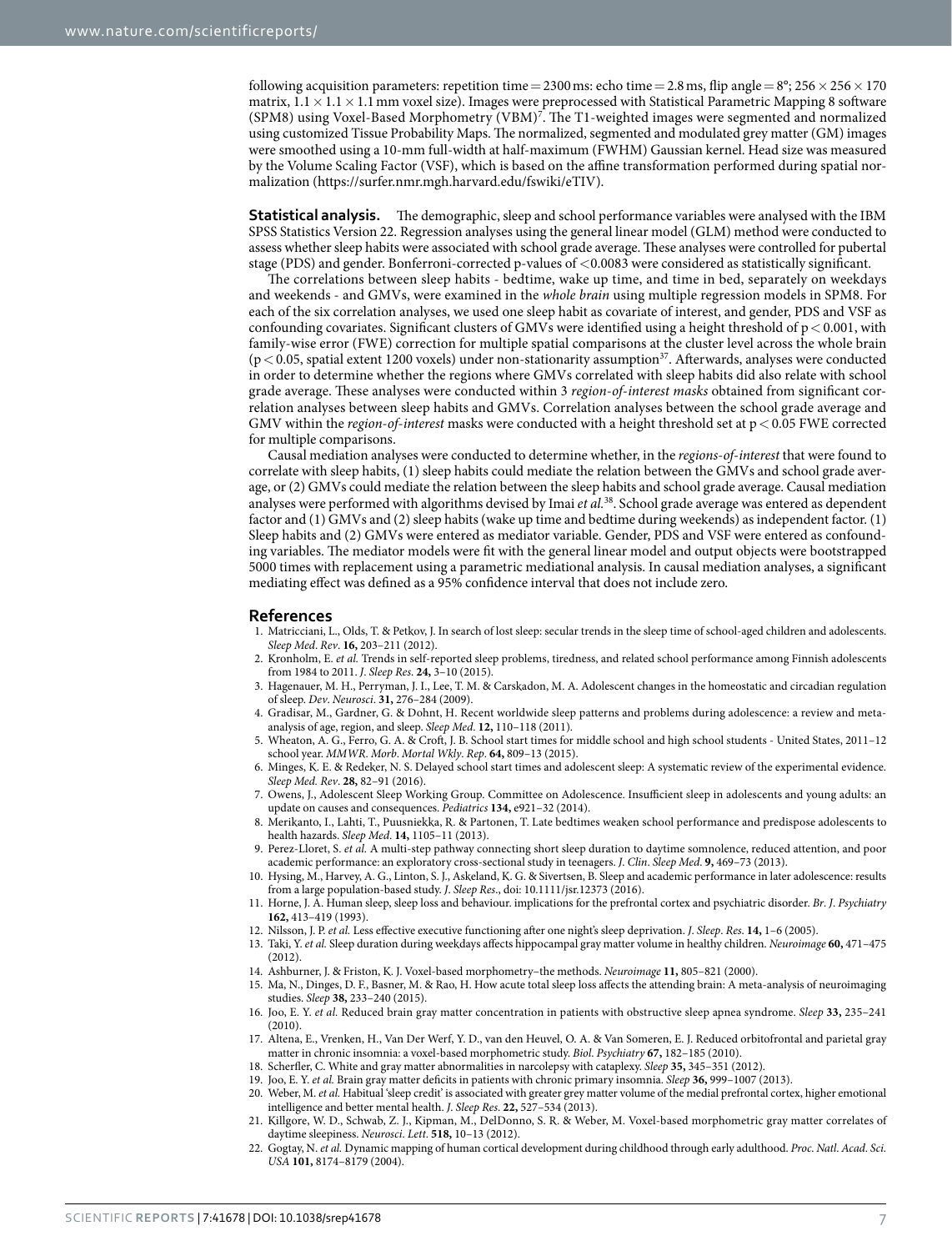following acquisition parameters: repetition time = 2300 ms: echo time = 2.8 ms, flip angle = 8°; 256 × 256 × 170 matrix, 1.1 × 1.1 × 1.1 mm voxel size). Images were preprocessed with Statistical Parametric Mapping 8 software (SPM8) using Voxel-Based Morphometry (VBM)[7]. The T1-weighted images were segmented and normalized using customized Tissue Probability Maps. The normalized, segmented and modulated grey matter (GM) images were smoothed using a 10-mm full-width at half-maximum (FWHM) Gaussian kernel. Head size was measured by the Volume Scaling Factor (VSF), which is based on the affine transformation performed during spatial normalization (https://surfer.nmr.mgh.harvard.edu/fswiki/eTIV).

**Statistical analysis.** The demographic, sleep and school performance variables were analysed with the IBM SPSS Statistics Version 22. Regression analyses using the general linear model (GLM) method were conducted to assess whether sleep habits were associated with school grade average. These analyses were controlled for pubertal stage (PDS) and gender. Bonferroni-corrected p-values of $<0.0083$ were considered as statistically significant.

The correlations between sleep habits - bedtime, wake up time, and time in bed, separately on weekdays and weekends - and GMVs, were examined in the *whole brain* using multiple regression models in SPM8. For each of the six correlation analyses, we used one sleep habit as covariate of interest, and gender, PDS and VSF as confounding covariates. Significant clusters of GMVs were identified using a height threshold of $p < 0.001$, with family-wise error (FWE) correction for multiple spatial comparisons at the cluster level across the whole brain ($p < 0.05$, spatial extent 1200 voxels) under non-stationarity assumption[37]. Afterwards, analyses were conducted in order to determine whether the regions where GMVs correlated with sleep habits did also relate with school grade average. These analyses were conducted within 3 *region-of-interest masks* obtained from significant correlation analyses between sleep habits and GMVs. Correlation analyses between the school grade average and GMV within the *region-of-interest* masks were conducted with a height threshold set at $p < 0.05$ FWE corrected for multiple comparisons.

Causal mediation analyses were conducted to determine whether, in the *regions-of-interest* that were found to correlate with sleep habits, (1) sleep habits could mediate the relation between the GMVs and school grade average, or (2) GMVs could mediate the relation between the sleep habits and school grade average. Causal mediation analyses were performed with algorithms devised by Imai *et al.*[38]. School grade average was entered as dependent factor and (1) GMVs and (2) sleep habits (wake up time and bedtime during weekends) as independent factor. (1) Sleep habits and (2) GMVs were entered as mediator variable. Gender, PDS and VSF were entered as confounding variables. The mediator models were fit with the general linear model and output objects were bootstrapped 5000 times with replacement using a parametric mediational analysis. In causal mediation analyses, a significant mediating effect was defined as a 95% confidence interval that does not include zero.

## References

1. Matricciani, L., Olds, T. & Petkov, J. In search of lost sleep: secular trends in the sleep time of school-aged children and adolescents. *Sleep Med. Rev*. **16,** 203–211 (2012).
2. Kronholm, E. *et al.* Trends in self-reported sleep problems, tiredness, and related school performance among Finnish adolescents from 1984 to 2011. *J. Sleep Res*. **24,** 3–10 (2015).
3. Hagenauer, M. H., Perryman, J. I., Lee, T. M. & Carskadon, M. A. Adolescent changes in the homeostatic and circadian regulation of sleep. *Dev. Neurosci*. **31,** 276–284 (2009).
4. Gradisar, M., Gardner, G. & Dohnt, H. Recent worldwide sleep patterns and problems during adolescence: a review and meta-analysis of age, region, and sleep. *Sleep Med*. **12,** 110–118 (2011).
5. Wheaton, A. G., Ferro, G. A. & Croft, J. B. School start times for middle school and high school students - United States, 2011–12 school year. *MMWR. Morb. Mortal Wkly. Rep*. **64,** 809–13 (2015).
6. Minges, K. E. & Redeker, N. S. Delayed school start times and adolescent sleep: A systematic review of the experimental evidence. *Sleep Med. Rev*. **28,** 82–91 (2016).
7. Owens, J., Adolescent Sleep Working Group. Committee on Adolescence. Insufficient sleep in adolescents and young adults: an update on causes and consequences. *Pediatrics* **134,** e921–32 (2014).
8. Merikanto, I., Lahti, T., Puusniekka, R. & Partonen, T. Late bedtimes weaken school performance and predispose adolescents to health hazards. *Sleep Med*. **14,** 1105–11 (2013).
9. Perez-Lloret, S. *et al.* A multi-step pathway connecting short sleep duration to daytime somnolence, reduced attention, and poor academic performance: an exploratory cross-sectional study in teenagers. *J. Clin. Sleep Med*. **9,** 469–73 (2013).
10. Hysing, M., Harvey, A. G., Linton, S. J., Askeland, K. G. & Sivertsen, B. Sleep and academic performance in later adolescence: results from a large population-based study. *J. Sleep Res*., doi: 10.1111/jsr.12373 (2016).
11. Horne, J. A. Human sleep, sleep loss and behaviour. implications for the prefrontal cortex and psychiatric disorder. *Br. J. Psychiatry* **162,** 413–419 (1993).
12. Nilsson, J. P. *et al.* Less effective executive functioning after one night's sleep deprivation. *J. Sleep. Res*. **14,** 1–6 (2005).
13. Taki, Y. *et al.* Sleep duration during weekdays affects hippocampal gray matter volume in healthy children. *Neuroimage* **60,** 471–475 (2012).
14. Ashburner, J. & Friston, K. J. Voxel-based morphometry–the methods. *Neuroimage* **11,** 805–821 (2000).
15. Ma, N., Dinges, D. F., Basner, M. & Rao, H. How acute total sleep loss affects the attending brain: A meta-analysis of neuroimaging studies. *Sleep* **38,** 233–240 (2015).
16. Joo, E. Y. *et al.* Reduced brain gray matter concentration in patients with obstructive sleep apnea syndrome. *Sleep* **33,** 235–241 (2010).
17. Altena, E., Vrenken, H., Van Der Werf, Y. D., van den Heuvel, O. A. & Van Someren, E. J. Reduced orbitofrontal and parietal gray matter in chronic insomnia: a voxel-based morphometric study. *Biol. Psychiatry* **67,** 182–185 (2010).
18. Scherfler, C. White and gray matter abnormalities in narcolepsy with cataplexy. *Sleep* **35,** 345–351 (2012).
19. Joo, E. Y. *et al.* Brain gray matter deficits in patients with chronic primary insomnia. *Sleep* **36,** 999–1007 (2013).
20. Weber, M. *et al.* Habitual 'sleep credit' is associated with greater grey matter volume of the medial prefrontal cortex, higher emotional intelligence and better mental health. *J. Sleep Res*. **22,** 527–534 (2013).
21. Killgore, W. D., Schwab, Z. J., Kipman, M., DelDonno, S. R. & Weber, M. Voxel-based morphometric gray matter correlates of daytime sleepiness. *Neurosci. Lett*. **518,** 10–13 (2012).
22. Gogtay, N. *et al.* Dynamic mapping of human cortical development during childhood through early adulthood. *Proc. Natl. Acad. Sci. USA* **101,** 8174–8179 (2004).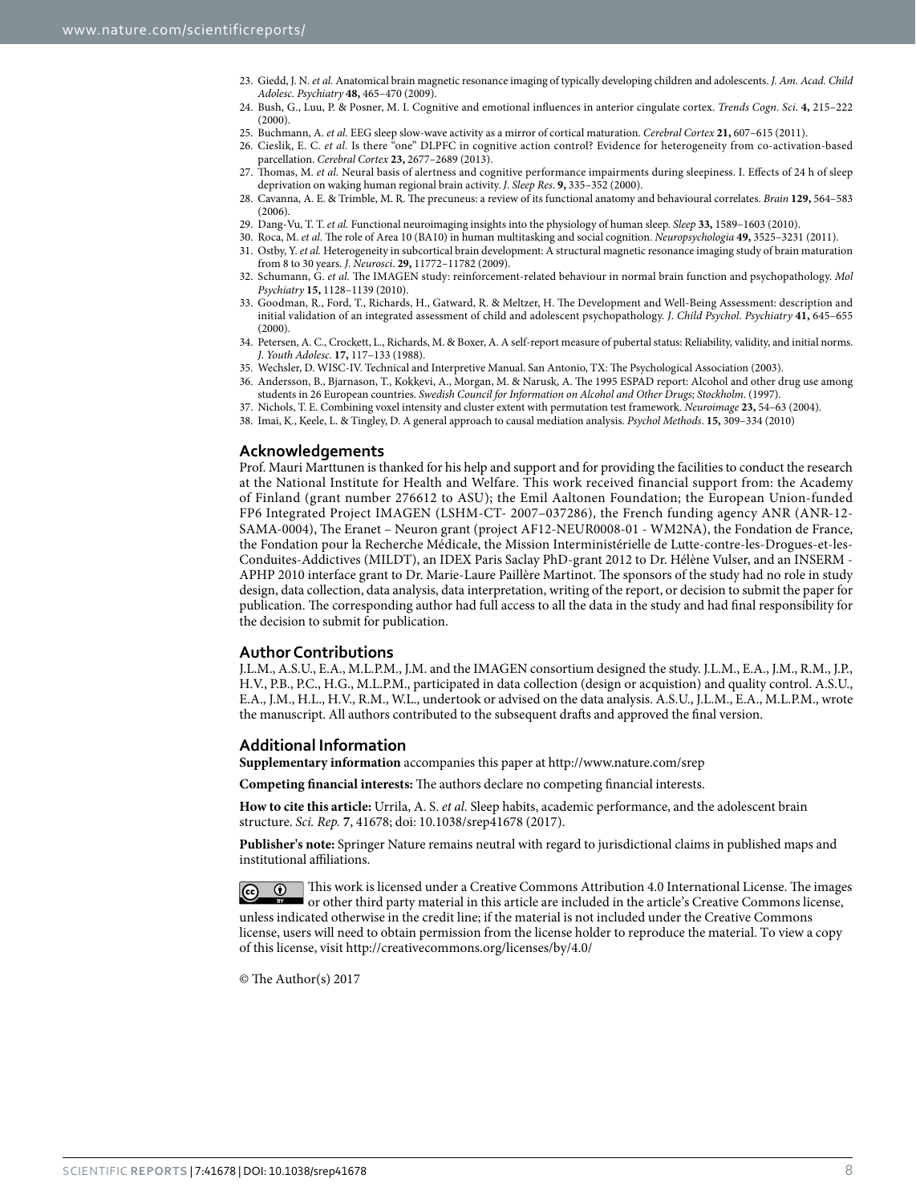23. Giedd, J. N. *et al.* Anatomical brain magnetic resonance imaging of typically developing children and adolescents. *J. Am. Acad. Child Adolesc. Psychiatry* **48,** 465–470 (2009).
24. Bush, G., Luu, P. & Posner, M. I. Cognitive and emotional influences in anterior cingulate cortex. *Trends Cogn. Sci.* **4,** 215–222 (2000).
25. Buchmann, A. *et al.* EEG sleep slow-wave activity as a mirror of cortical maturation. *Cerebral Cortex* **21,** 607–615 (2011).
26. Cieslik, E. C. *et al.* Is there "one" DLPFC in cognitive action control? Evidence for heterogeneity from co-activation-based parcellation. *Cerebral Cortex* **23,** 2677–2689 (2013).
27. Thomas, M. *et al.* Neural basis of alertness and cognitive performance impairments during sleepiness. I. Effects of 24 h of sleep deprivation on waking human regional brain activity. *J. Sleep Res.* **9,** 335–352 (2000).
28. Cavanna, A. E. & Trimble, M. R. The precuneus: a review of its functional anatomy and behavioural correlates. *Brain* **129,** 564–583 (2006).
29. Dang-Vu, T. T. *et al.* Functional neuroimaging insights into the physiology of human sleep. *Sleep* **33,** 1589–1603 (2010).
30. Roca, M. *et al.* The role of Area 10 (BA10) in human multitasking and social cognition. *Neuropsychologia* **49,** 3525–3231 (2011).
31. Ostby, Y. *et al.* Heterogeneity in subcortical brain development: A structural magnetic resonance imaging study of brain maturation from 8 to 30 years. *J. Neurosci.* **29,** 11772–11782 (2009).
32. Schumann, G. *et al.* The IMAGEN study: reinforcement-related behaviour in normal brain function and psychopathology. *Mol Psychiatry* **15,** 1128–1139 (2010).
33. Goodman, R., Ford, T., Richards, H., Gatward, R. & Meltzer, H. The Development and Well-Being Assessment: description and initial validation of an integrated assessment of child and adolescent psychopathology. *J. Child Psychol. Psychiatry* **41,** 645–655 (2000).
34. Petersen, A. C., Crockett, L., Richards, M. & Boxer, A. A self-report measure of pubertal status: Reliability, validity, and initial norms. *J. Youth Adolesc.* **17,** 117–133 (1988).
35. Wechsler, D. WISC-IV. Technical and Interpretive Manual. San Antonio, TX: The Psychological Association (2003).
36. Andersson, B., Bjarnason, T., Kokkevi, A., Morgan, M. & Narusk, A. The 1995 ESPAD report: Alcohol and other drug use among students in 26 European countries. *Swedish Council for Information on Alcohol and Other Drugs; Stockholm.* (1997).
37. Nichols, T. E. Combining voxel intensity and cluster extent with permutation test framework. *Neuroimage* **23,** 54–63 (2004).
38. Imai, K., Keele, L. & Tingley, D. A general approach to causal mediation analysis. *Psychol Methods*. **15,** 309–334 (2010)

## Acknowledgements

Prof. Mauri Marttunen is thanked for his help and support and for providing the facilities to conduct the research at the National Institute for Health and Welfare. This work received financial support from: the Academy of Finland (grant number 276612 to ASU); the Emil Aaltonen Foundation; the European Union-funded FP6 Integrated Project IMAGEN (LSHM-CT- 2007–037286), the French funding agency ANR (ANR-12-SAMA-0004), The Eranet – Neuron grant (project AF12-NEUR0008-01 - WM2NA), the Fondation de France, the Fondation pour la Recherche Médicale, the Mission Interministérielle de Lutte-contre-les-Drogues-et-les-Conduites-Addictives (MILDT), an IDEX Paris Saclay PhD-grant 2012 to Dr. Hélène Vulser, and an INSERM - APHP 2010 interface grant to Dr. Marie-Laure Paillère Martinot. The sponsors of the study had no role in study design, data collection, data analysis, data interpretation, writing of the report, or decision to submit the paper for publication. The corresponding author had full access to all the data in the study and had final responsibility for the decision to submit for publication.

## Author Contributions

J.L.M., A.S.U., E.A., M.L.P.M., J.M. and the IMAGEN consortium designed the study. J.L.M., E.A., J.M., R.M., J.P., H.V., P.B., P.C., H.G., M.L.P.M., participated in data collection (design or acquistion) and quality control. A.S.U., E.A., J.M., H.L., H.V., R.M., W.L., undertook or advised on the data analysis. A.S.U., J.L.M., E.A., M.L.P.M., wrote the manuscript. All authors contributed to the subsequent drafts and approved the final version.

## Additional Information

**Supplementary information** accompanies this paper at http://www.nature.com/srep

**Competing financial interests:** The authors declare no competing financial interests.

**How to cite this article:** Urrila, A. S. *et al.* Sleep habits, academic performance, and the adolescent brain structure. *Sci. Rep.* *7*, 41678; doi: 10.1038/srep41678 (2017).

**Publisher's note:** Springer Nature remains neutral with regard to jurisdictional claims in published maps and institutional affiliations.

This work is licensed under a Creative Commons Attribution 4.0 International License. The images or other third party material in this article are included in the article's Creative Commons license, unless indicated otherwise in the credit line; if the material is not included under the Creative Commons license, users will need to obtain permission from the license holder to reproduce the material. To view a copy of this license, visit http://creativecommons.org/licenses/by/4.0/

© The Author(s) 2017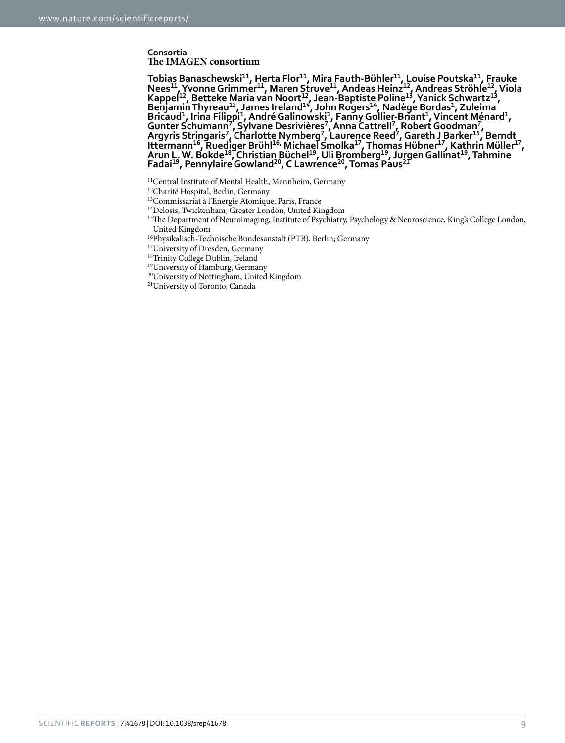## Consortia

### The IMAGEN consortium

**Tobias Banaschewski[11], Herta Flor[11], Mira Fauth-Bühler[11], Louise Poutska[11], Frauke Nees[11], Yvonne Grimmer[11], Maren Struve[11], Andeas Heinz[12], Andreas Ströhle[12], Viola Kappel[12], Betteke Maria van Noort[12], Jean-Baptiste Poline[13], Yanick Schwartz[13], Benjamin Thyreau[13], James Ireland[14], John Rogers[14], Nadège Bordas[1], Zuleima Bricaud[1], Irina Filippi[1], André Galinowski[1], Fanny Gollier-Briant[1], Vincent Ménard[1], Gunter Schumann[7], Sylvane Desrivières[7], Anna Cattrell[7], Robert Goodman[7], Argyris Stringaris[7], Charlotte Nymberg[7], Laurence Reed[7], Gareth J Barker[15], Berndt Ittermann[16], Ruediger Brühl[16], Michael Smolka[17], Thomas Hübner[17], Kathrin Müller[17], Arun L. W. Bokde[18], Christian Büchel[19], Uli Bromberg[19], Jurgen Gallinat[19], Tahmine Fadai[19], Pennylaire Gowland[20], C Lawrence[20], Tomas Paus[21]**

[11]Central Institute of Mental Health, Mannheim, Germany
[12]Charité Hospital, Berlin, Germany
[13]Commissariat à l'Energie Atomique, Paris, France
[14]Delosis, Twickenham, Greater London, United Kingdom
[15]The Department of Neuroimaging, Institute of Psychiatry, Psychology & Neuroscience, King's College London, United Kingdom
[16]Physikalisch-Technische Bundesanstalt (PTB), Berlin; Germany
[17]University of Dresden, Germany
[18]Trinity College Dublin, Ireland
[19]University of Hamburg, Germany
[20]University of Nottingham, United Kingdom
[21]University of Toronto, Canada